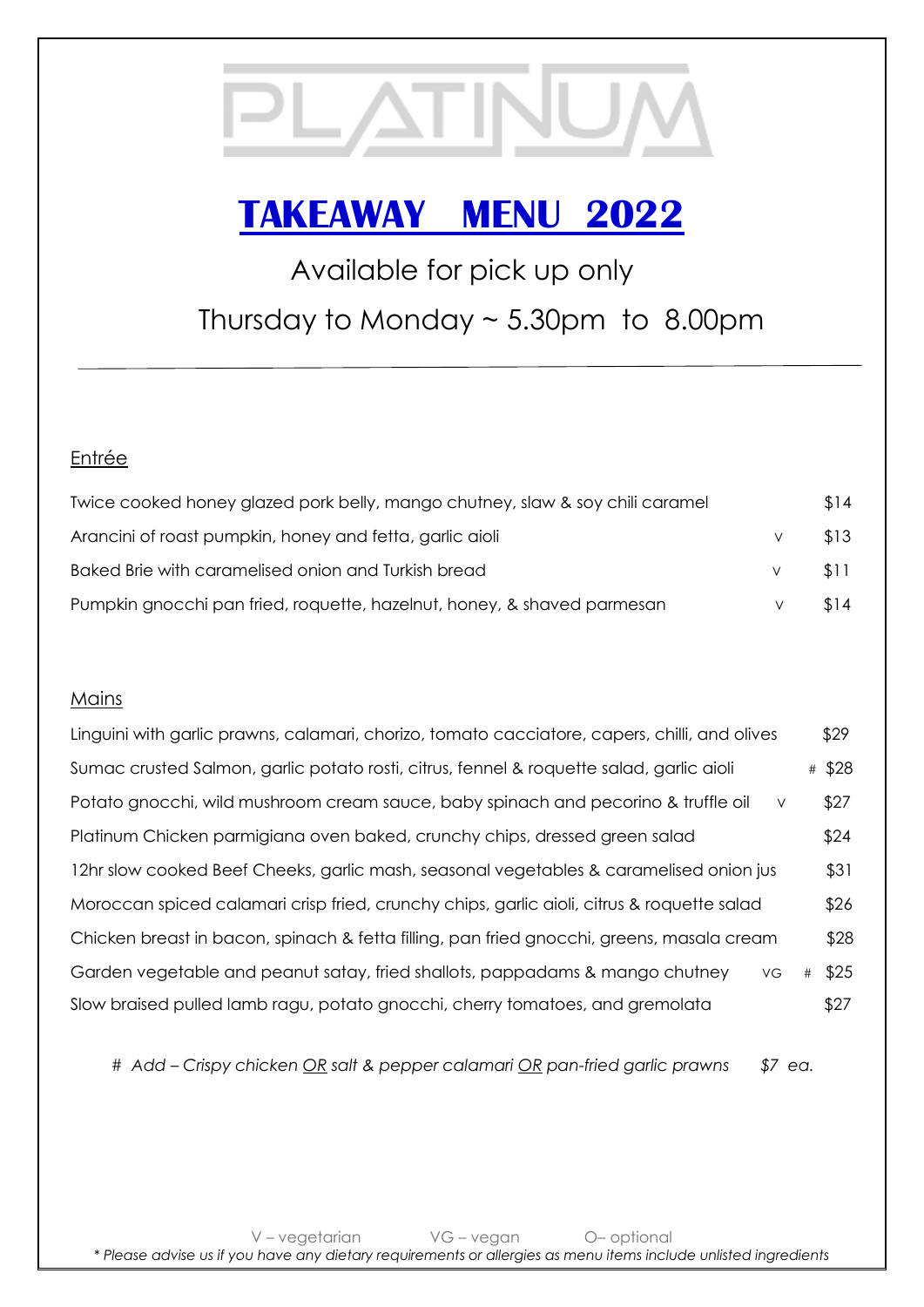# PLATINUM

## TAKEAWAY MENU 2022

Available for pick up only

Thursday to Monday ~ 5.30pm to 8.00pm

---

### Entrée

| | | |
|---|---|---|
| Twice cooked honey glazed pork belly, mango chutney, slaw & soy chili caramel | | $14 |
| Arancini of roast pumpkin, honey and fetta, garlic aioli | V | $13 |
| Baked Brie with caramelised onion and Turkish bread | V | $11 |
| Pumpkin gnocchi pan fried, roquette, hazelnut, honey, & shaved parmesan | V | $14 |

### Mains

| | | | |
|---|---|---|---|
| Linguini with garlic prawns, calamari, chorizo, tomato cacciatore, capers, chilli, and olives | | | $29 |
| Sumac crusted Salmon, garlic potato rosti, citrus, fennel & roquette salad, garlic aioli | | # | $28 |
| Potato gnocchi, wild mushroom cream sauce, baby spinach and pecorino & truffle oil | V | | $27 |
| Platinum Chicken parmigiana oven baked, crunchy chips, dressed green salad | | | $24 |
| 12hr slow cooked Beef Cheeks, garlic mash, seasonal vegetables & caramelised onion jus | | | $31 |
| Moroccan spiced calamari crisp fried, crunchy chips, garlic aioli, citrus & roquette salad | | | $26 |
| Chicken breast in bacon, spinach & fetta filling, pan fried gnocchi, greens, masala cream | | | $28 |
| Garden vegetable and peanut satay, fried shallots, pappadams & mango chutney | VG | # | $25 |
| Slow braised pulled lamb ragu, potato gnocchi, cherry tomatoes, and gremolata | | | $27 |

*# Add – Crispy chicken OR salt & pepper calamari OR pan-fried garlic prawns $7 ea.*

V – vegetarian VG – vegan O– optional

*\* Please advise us if you have any dietary requirements or allergies as menu items include unlisted ingredients*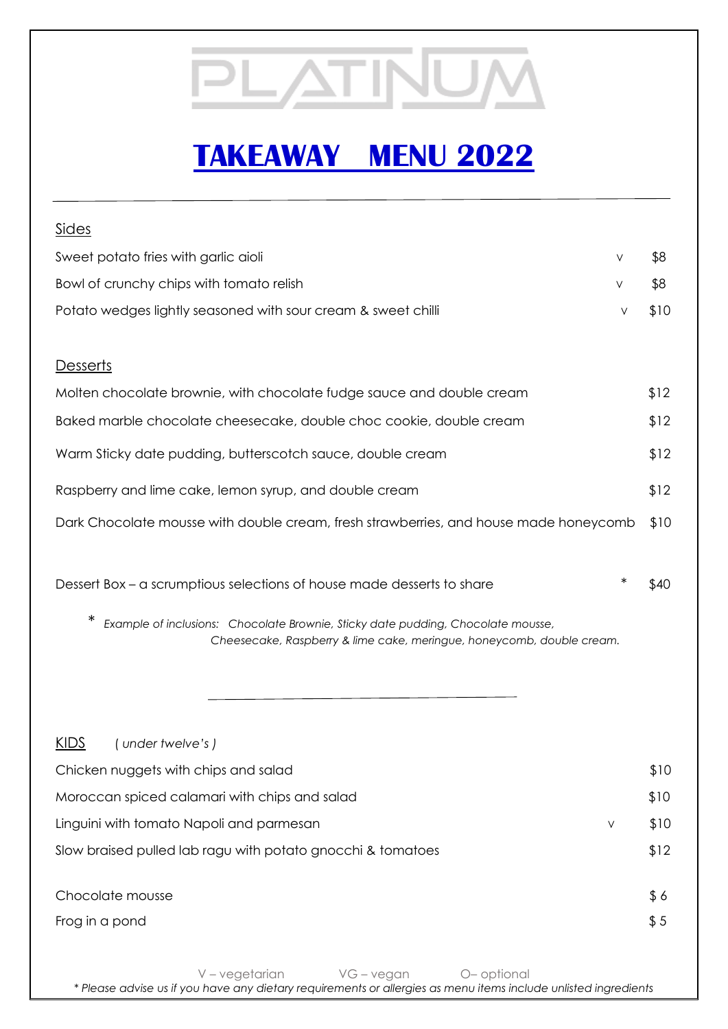# PLATINUM

## TAKEAWAY MENU 2022

---

### Sides

| | | |
|---|---|---|
| Sweet potato fries with garlic aioli | V | $8 |
| Bowl of crunchy chips with tomato relish | V | $8 |
| Potato wedges lightly seasoned with sour cream & sweet chilli | V | $10 |

### Desserts

| | | |
|---|---|---|
| Molten chocolate brownie, with chocolate fudge sauce and double cream | | $12 |
| Baked marble chocolate cheesecake, double choc cookie, double cream | | $12 |
| Warm Sticky date pudding, butterscotch sauce, double cream | | $12 |
| Raspberry and lime cake, lemon syrup, and double cream | | $12 |
| Dark Chocolate mousse with double cream, fresh strawberries, and house made honeycomb | | $10 |
| Dessert Box – a scrumptious selections of house made desserts to share | * | $40 |

\* *Example of inclusions: Chocolate Brownie, Sticky date pudding, Chocolate mousse, Cheesecake, Raspberry & lime cake, meringue, honeycomb, double cream.*

---

### KIDS *( under twelve's )*

| | | |
|---|---|---|
| Chicken nuggets with chips and salad | | $10 |
| Moroccan spiced calamari with chips and salad | | $10 |
| Linguini with tomato Napoli and parmesan | V | $10 |
| Slow braised pulled lab ragu with potato gnocchi & tomatoes | | $12 |
| Chocolate mousse | | $ 6 |
| Frog in a pond | | $ 5 |

V – vegetarian VG – vegan O– optional

*\* Please advise us if you have any dietary requirements or allergies as menu items include unlisted ingredients*